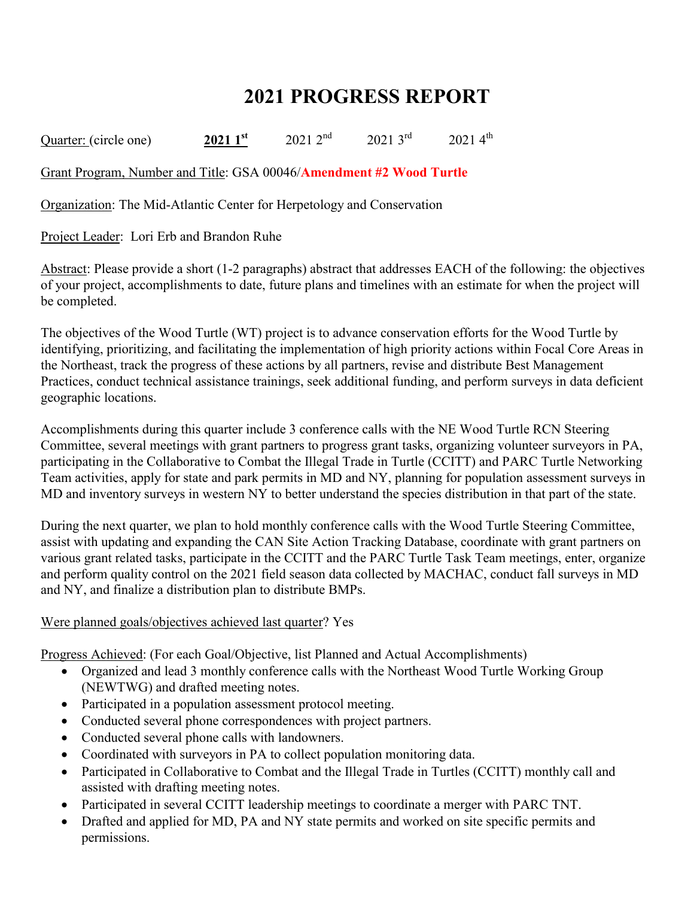# 2021 PROGRESS REPORT

Quarter: (circle one) **2021 1st** 2021 2nd 2021 3rd 2021 4th

Grant Program, Number and Title: GSA 00046/**Amendment #2 Wood Turtle**

Organization: The Mid-Atlantic Center for Herpetology and Conservation

Project Leader: Lori Erb and Brandon Ruhe

Abstract: Please provide a short (1-2 paragraphs) abstract that addresses EACH of the following: the objectives of your project, accomplishments to date, future plans and timelines with an estimate for when the project will be completed.

The objectives of the Wood Turtle (WT) project is to advance conservation efforts for the Wood Turtle by identifying, prioritizing, and facilitating the implementation of high priority actions within Focal Core Areas in the Northeast, track the progress of these actions by all partners, revise and distribute Best Management Practices, conduct technical assistance trainings, seek additional funding, and perform surveys in data deficient geographic locations.

Accomplishments during this quarter include 3 conference calls with the NE Wood Turtle RCN Steering Committee, several meetings with grant partners to progress grant tasks, organizing volunteer surveyors in PA, participating in the Collaborative to Combat the Illegal Trade in Turtle (CCITT) and PARC Turtle Networking Team activities, apply for state and park permits in MD and NY, planning for population assessment surveys in MD and inventory surveys in western NY to better understand the species distribution in that part of the state.

During the next quarter, we plan to hold monthly conference calls with the Wood Turtle Steering Committee, assist with updating and expanding the CAN Site Action Tracking Database, coordinate with grant partners on various grant related tasks, participate in the CCITT and the PARC Turtle Task Team meetings, enter, organize and perform quality control on the 2021 field season data collected by MACHAC, conduct fall surveys in MD and NY, and finalize a distribution plan to distribute BMPs.

Were planned goals/objectives achieved last quarter? Yes

Progress Achieved: (For each Goal/Objective, list Planned and Actual Accomplishments)

- Organized and lead 3 monthly conference calls with the Northeast Wood Turtle Working Group (NEWTWG) and drafted meeting notes.
- Participated in a population assessment protocol meeting.
- Conducted several phone correspondences with project partners.
- Conducted several phone calls with landowners.
- Coordinated with surveyors in PA to collect population monitoring data.
- Participated in Collaborative to Combat and the Illegal Trade in Turtles (CCITT) monthly call and assisted with drafting meeting notes.
- Participated in several CCITT leadership meetings to coordinate a merger with PARC TNT.
- Drafted and applied for MD, PA and NY state permits and worked on site specific permits and permissions.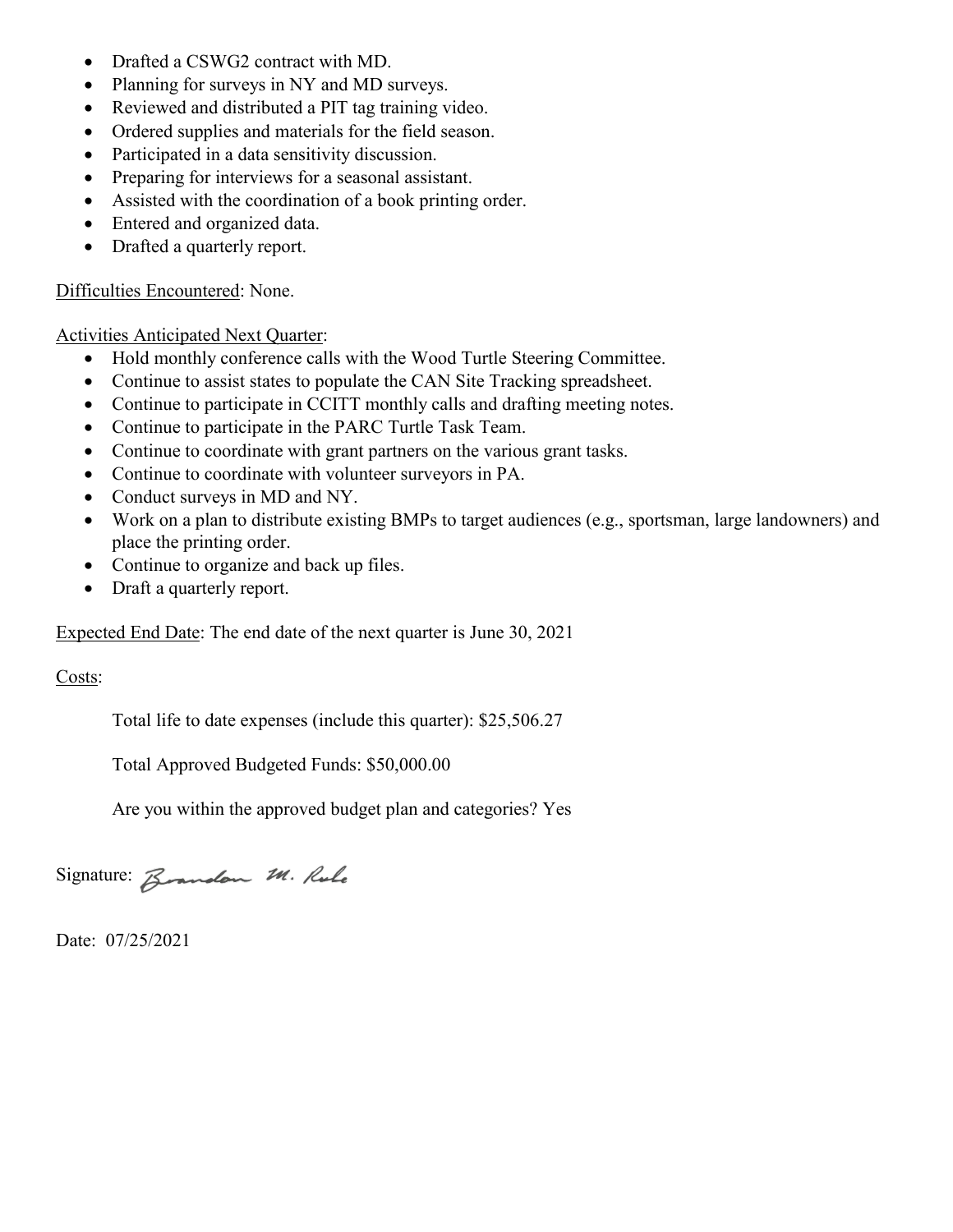- Drafted a CSWG2 contract with MD.
- Planning for surveys in NY and MD surveys.
- Reviewed and distributed a PIT tag training video.
- Ordered supplies and materials for the field season.
- Participated in a data sensitivity discussion.
- Preparing for interviews for a seasonal assistant.
- Assisted with the coordination of a book printing order.
- Entered and organized data.
- Drafted a quarterly report.

Difficulties Encountered: None.

Activities Anticipated Next Quarter:

- Hold monthly conference calls with the Wood Turtle Steering Committee.
- Continue to assist states to populate the CAN Site Tracking spreadsheet.
- Continue to participate in CCITT monthly calls and drafting meeting notes.
- Continue to participate in the PARC Turtle Task Team.
- Continue to coordinate with grant partners on the various grant tasks.
- Continue to coordinate with volunteer surveyors in PA.
- Conduct surveys in MD and NY.
- Work on a plan to distribute existing BMPs to target audiences (e.g., sportsman, large landowners) and place the printing order.
- Continue to organize and back up files.
- Draft a quarterly report.

Expected End Date: The end date of the next quarter is June 30, 2021

Costs:

Total life to date expenses (include this quarter): $25,506.27

Total Approved Budgeted Funds: $50,000.00

Are you within the approved budget plan and categories? Yes

Signature: Brandon M. Ruhe

Date: 07/25/2021